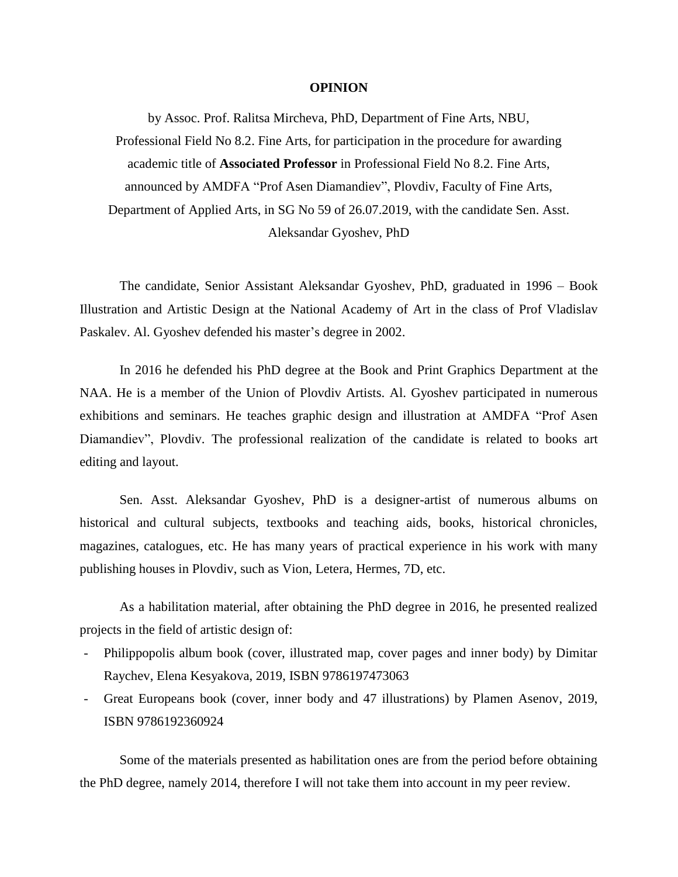# OPINION

by Assoc. Prof. Ralitsa Mircheva, PhD, Department of Fine Arts, NBU, Professional Field No 8.2. Fine Arts, for participation in the procedure for awarding academic title of **Associated Professor** in Professional Field No 8.2. Fine Arts, announced by AMDFA "Prof Asen Diamandiev", Plovdiv, Faculty of Fine Arts, Department of Applied Arts, in SG No 59 of 26.07.2019, with the candidate Sen. Asst. Aleksandar Gyoshev, PhD

The candidate, Senior Assistant Aleksandar Gyoshev, PhD, graduated in 1996 – Book Illustration and Artistic Design at the National Academy of Art in the class of Prof Vladislav Paskalev. Al. Gyoshev defended his master's degree in 2002.

In 2016 he defended his PhD degree at the Book and Print Graphics Department at the NAA. He is a member of the Union of Plovdiv Artists. Al. Gyoshev participated in numerous exhibitions and seminars. He teaches graphic design and illustration at AMDFA "Prof Asen Diamandiev", Plovdiv. The professional realization of the candidate is related to books art editing and layout.

Sen. Asst. Aleksandar Gyoshev, PhD is a designer-artist of numerous albums on historical and cultural subjects, textbooks and teaching aids, books, historical chronicles, magazines, catalogues, etc. He has many years of practical experience in his work with many publishing houses in Plovdiv, such as Vion, Letera, Hermes, 7D, etc.

As a habilitation material, after obtaining the PhD degree in 2016, he presented realized projects in the field of artistic design of:

- Philippopolis album book (cover, illustrated map, cover pages and inner body) by Dimitar Raychev, Elena Kesyakova, 2019, ISBN 9786197473063
- Great Europeans book (cover, inner body and 47 illustrations) by Plamen Asenov, 2019, ISBN 9786192360924

Some of the materials presented as habilitation ones are from the period before obtaining the PhD degree, namely 2014, therefore I will not take them into account in my peer review.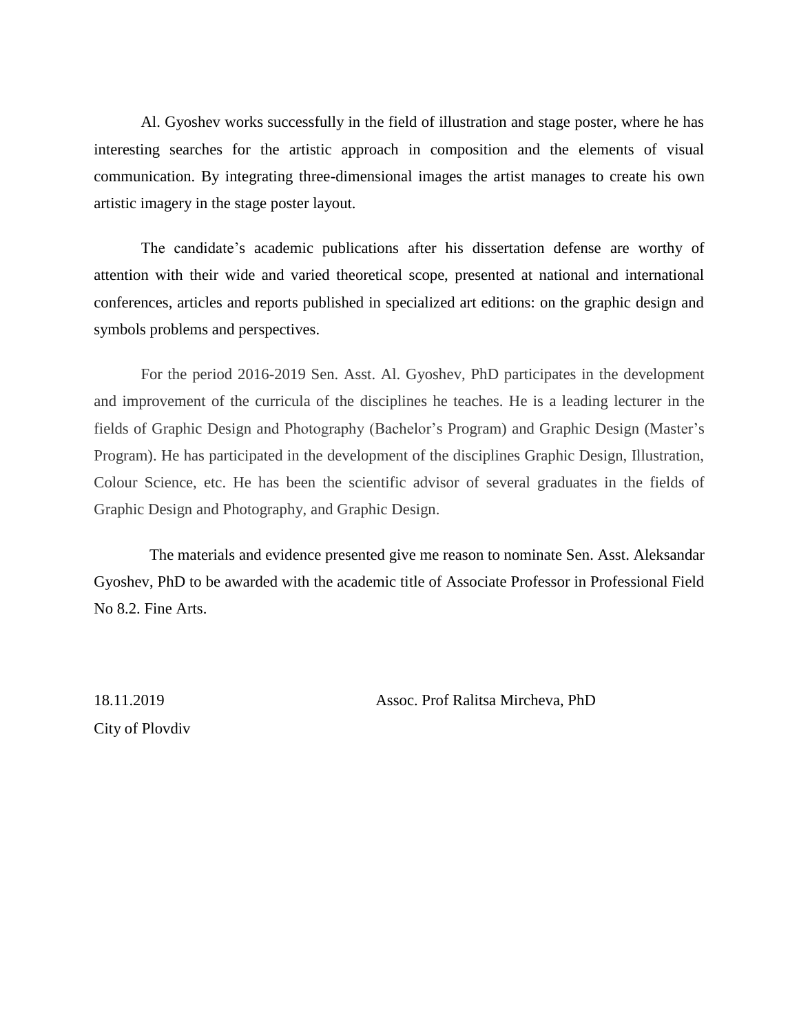Al. Gyoshev works successfully in the field of illustration and stage poster, where he has interesting searches for the artistic approach in composition and the elements of visual communication. By integrating three-dimensional images the artist manages to create his own artistic imagery in the stage poster layout.

The candidate's academic publications after his dissertation defense are worthy of attention with their wide and varied theoretical scope, presented at national and international conferences, articles and reports published in specialized art editions: on the graphic design and symbols problems and perspectives.

For the period 2016-2019 Sen. Asst. Al. Gyoshev, PhD participates in the development and improvement of the curricula of the disciplines he teaches. He is a leading lecturer in the fields of Graphic Design and Photography (Bachelor's Program) and Graphic Design (Master's Program). He has participated in the development of the disciplines Graphic Design, Illustration, Colour Science, etc. He has been the scientific advisor of several graduates in the fields of Graphic Design and Photography, and Graphic Design.

The materials and evidence presented give me reason to nominate Sen. Asst. Aleksandar Gyoshev, PhD to be awarded with the academic title of Associate Professor in Professional Field No 8.2. Fine Arts.

18.11.2019 Assoc. Prof Ralitsa Mircheva, PhD

City of Plovdiv